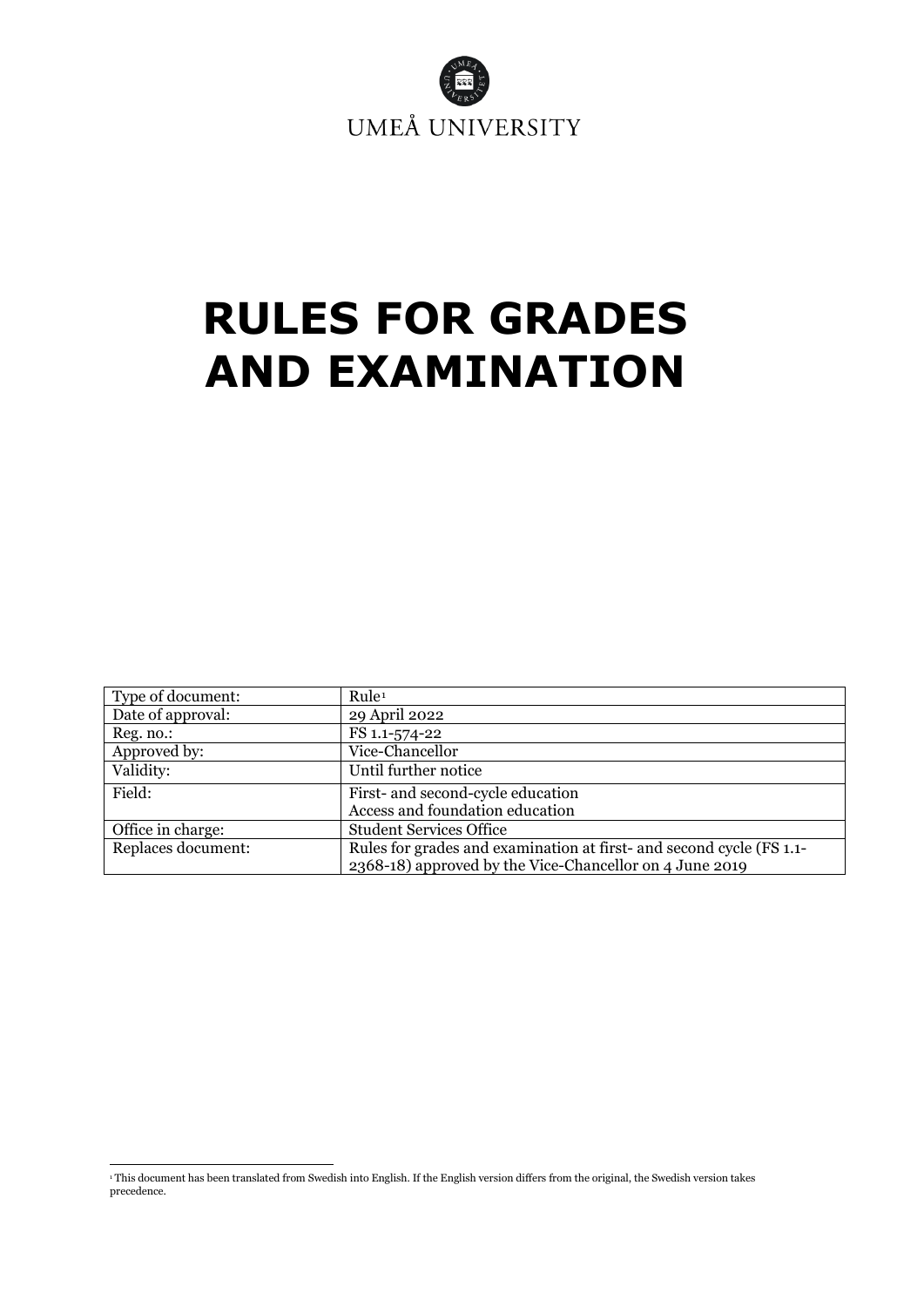UMEÅ UNIVERSITY

# RULES FOR GRADES AND EXAMINATION

| Type of document: | Rule[1] |
|---|---|
| Date of approval: | 29 April 2022 |
| Reg. no.: | FS 1.1-574-22 |
| Approved by: | Vice-Chancellor |
| Validity: | Until further notice |
| Field: | First- and second-cycle education<br>Access and foundation education |
| Office in charge: | Student Services Office |
| Replaces document: | Rules for grades and examination at first- and second cycle (FS 1.1-2368-18) approved by the Vice-Chancellor on 4 June 2019 |

[1] This document has been translated from Swedish into English. If the English version differs from the original, the Swedish version takes precedence.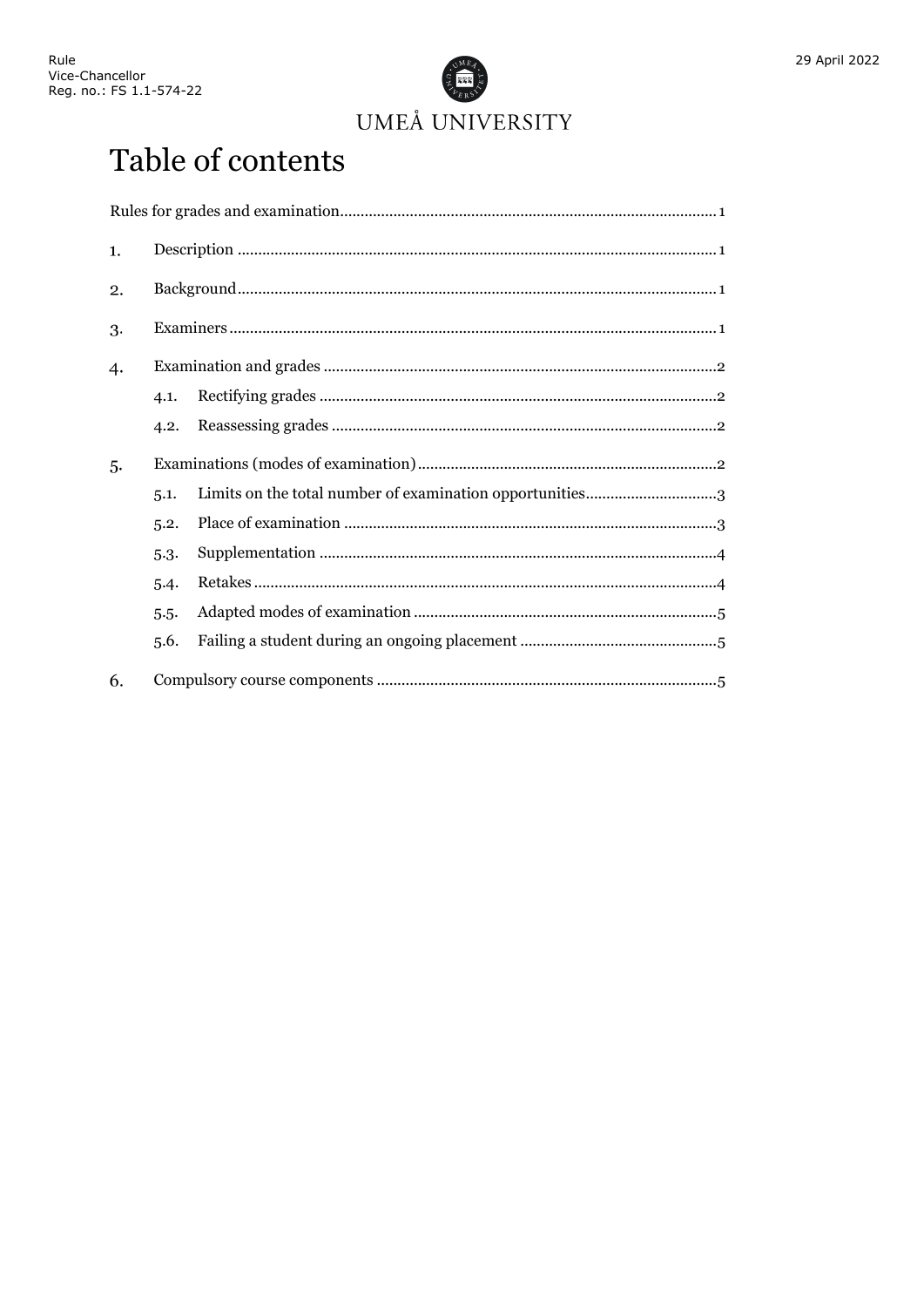# Table of contents

Rules for grades and examination ........................................................................................ 1

1. Description ........................................................................................................ 1
2. Background ........................................................................................................ 1
3. Examiners ........................................................................................................ 1
4. Examination and grades ........................................................................................ 2
   - 4.1. Rectifying grades ........................................................................................ 2
   - 4.2. Reassessing grades ........................................................................................ 2
5. Examinations (modes of examination) ........................................................................ 2
   - 5.1. Limits on the total number of examination opportunities ........................................ 3
   - 5.2. Place of examination ........................................................................................ 3
   - 5.3. Supplementation ........................................................................................ 4
   - 5.4. Retakes ........................................................................................ 4
   - 5.5. Adapted modes of examination ........................................................................ 5
   - 5.6. Failing a student during an ongoing placement ................................................ 5
6. Compulsory course components ................................................................................ 5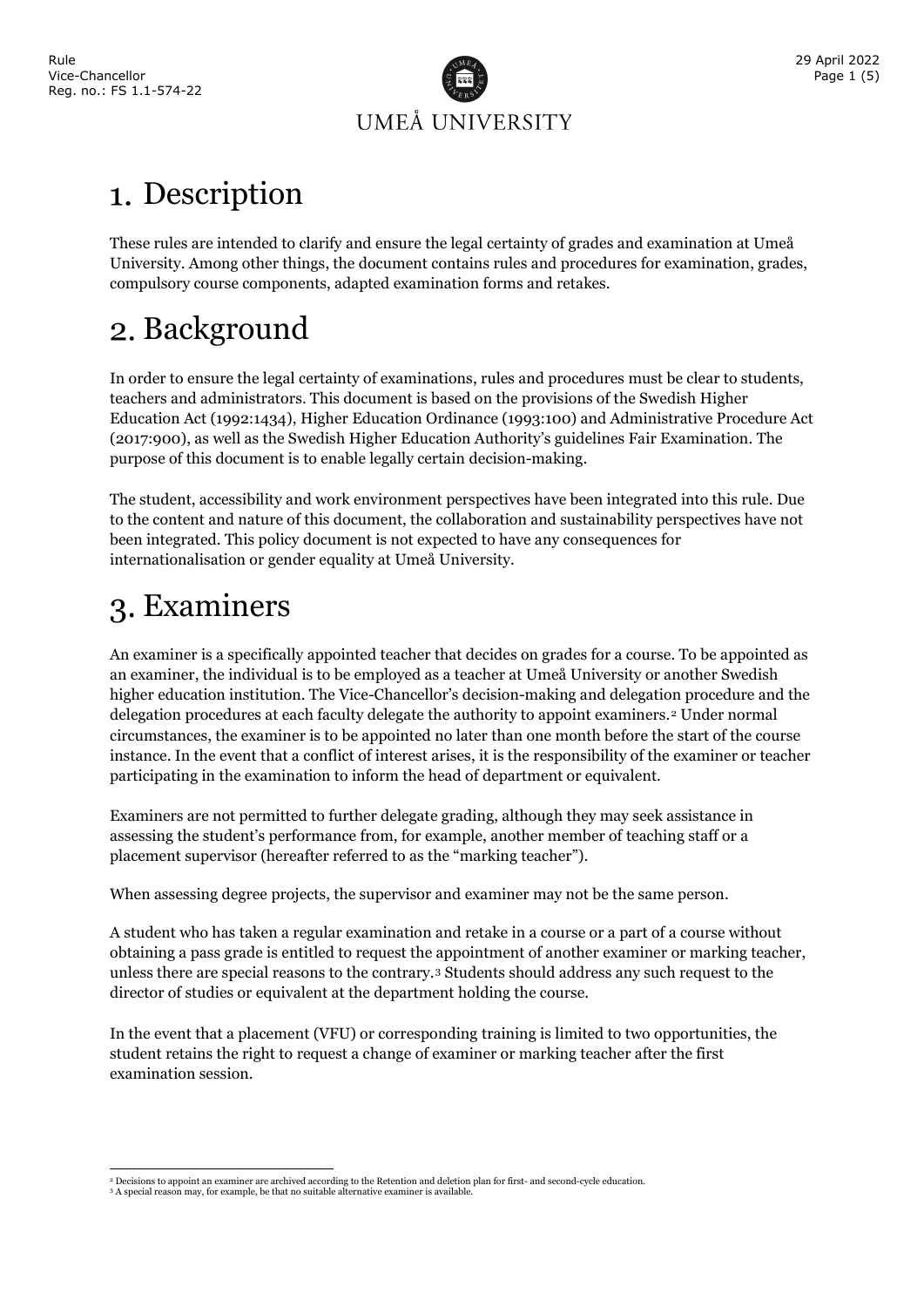# 1. Description

These rules are intended to clarify and ensure the legal certainty of grades and examination at Umeå University. Among other things, the document contains rules and procedures for examination, grades, compulsory course components, adapted examination forms and retakes.

# 2. Background

In order to ensure the legal certainty of examinations, rules and procedures must be clear to students, teachers and administrators. This document is based on the provisions of the Swedish Higher Education Act (1992:1434), Higher Education Ordinance (1993:100) and Administrative Procedure Act (2017:900), as well as the Swedish Higher Education Authority's guidelines Fair Examination. The purpose of this document is to enable legally certain decision-making.

The student, accessibility and work environment perspectives have been integrated into this rule. Due to the content and nature of this document, the collaboration and sustainability perspectives have not been integrated. This policy document is not expected to have any consequences for internationalisation or gender equality at Umeå University.

# 3. Examiners

An examiner is a specifically appointed teacher that decides on grades for a course. To be appointed as an examiner, the individual is to be employed as a teacher at Umeå University or another Swedish higher education institution. The Vice-Chancellor's decision-making and delegation procedure and the delegation procedures at each faculty delegate the authority to appoint examiners.[2] Under normal circumstances, the examiner is to be appointed no later than one month before the start of the course instance. In the event that a conflict of interest arises, it is the responsibility of the examiner or teacher participating in the examination to inform the head of department or equivalent.

Examiners are not permitted to further delegate grading, although they may seek assistance in assessing the student's performance from, for example, another member of teaching staff or a placement supervisor (hereafter referred to as the "marking teacher").

When assessing degree projects, the supervisor and examiner may not be the same person.

A student who has taken a regular examination and retake in a course or a part of a course without obtaining a pass grade is entitled to request the appointment of another examiner or marking teacher, unless there are special reasons to the contrary.[3] Students should address any such request to the director of studies or equivalent at the department holding the course.

In the event that a placement (VFU) or corresponding training is limited to two opportunities, the student retains the right to request a change of examiner or marking teacher after the first examination session.

[2] Decisions to appoint an examiner are archived according to the Retention and deletion plan for first- and second-cycle education.
[3] A special reason may, for example, be that no suitable alternative examiner is available.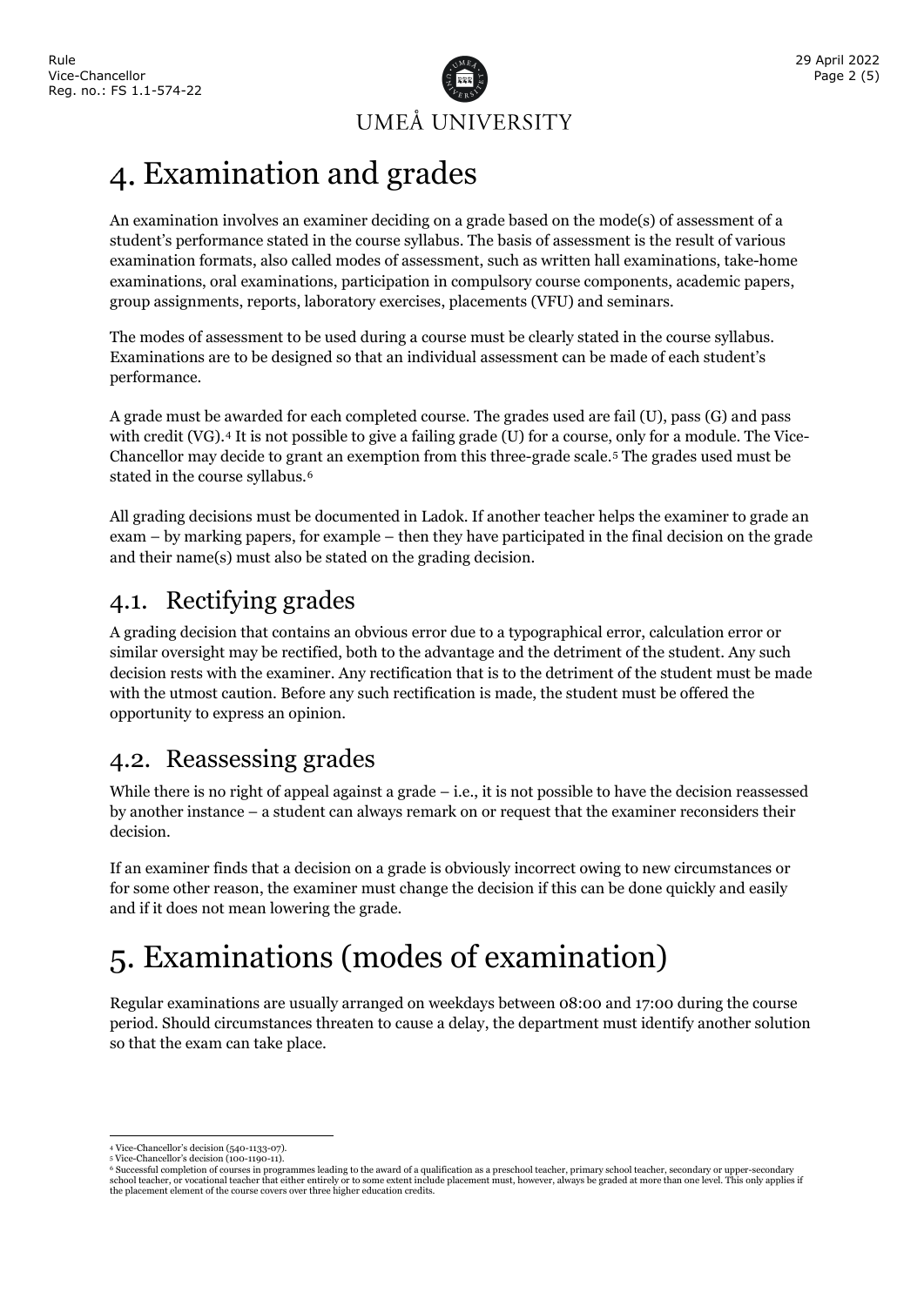# 4. Examination and grades

An examination involves an examiner deciding on a grade based on the mode(s) of assessment of a student's performance stated in the course syllabus. The basis of assessment is the result of various examination formats, also called modes of assessment, such as written hall examinations, take-home examinations, oral examinations, participation in compulsory course components, academic papers, group assignments, reports, laboratory exercises, placements (VFU) and seminars.

The modes of assessment to be used during a course must be clearly stated in the course syllabus. Examinations are to be designed so that an individual assessment can be made of each student's performance.

A grade must be awarded for each completed course. The grades used are fail (U), pass (G) and pass with credit (VG).[4] It is not possible to give a failing grade (U) for a course, only for a module. The Vice-Chancellor may decide to grant an exemption from this three-grade scale.[5] The grades used must be stated in the course syllabus.[6]

All grading decisions must be documented in Ladok. If another teacher helps the examiner to grade an exam – by marking papers, for example – then they have participated in the final decision on the grade and their name(s) must also be stated on the grading decision.

## 4.1. Rectifying grades

A grading decision that contains an obvious error due to a typographical error, calculation error or similar oversight may be rectified, both to the advantage and the detriment of the student. Any such decision rests with the examiner. Any rectification that is to the detriment of the student must be made with the utmost caution. Before any such rectification is made, the student must be offered the opportunity to express an opinion.

## 4.2. Reassessing grades

While there is no right of appeal against a grade – i.e., it is not possible to have the decision reassessed by another instance – a student can always remark on or request that the examiner reconsiders their decision.

If an examiner finds that a decision on a grade is obviously incorrect owing to new circumstances or for some other reason, the examiner must change the decision if this can be done quickly and easily and if it does not mean lowering the grade.

# 5. Examinations (modes of examination)

Regular examinations are usually arranged on weekdays between 08:00 and 17:00 during the course period. Should circumstances threaten to cause a delay, the department must identify another solution so that the exam can take place.

---

[4] Vice-Chancellor's decision (540-1133-07).

[5] Vice-Chancellor's decision (100-1190-11).

[6] Successful completion of courses in programmes leading to the award of a qualification as a preschool teacher, primary school teacher, secondary or upper-secondary school teacher, or vocational teacher that either entirely or to some extent include placement must, however, always be graded at more than one level. This only applies if the placement element of the course covers over three higher education credits.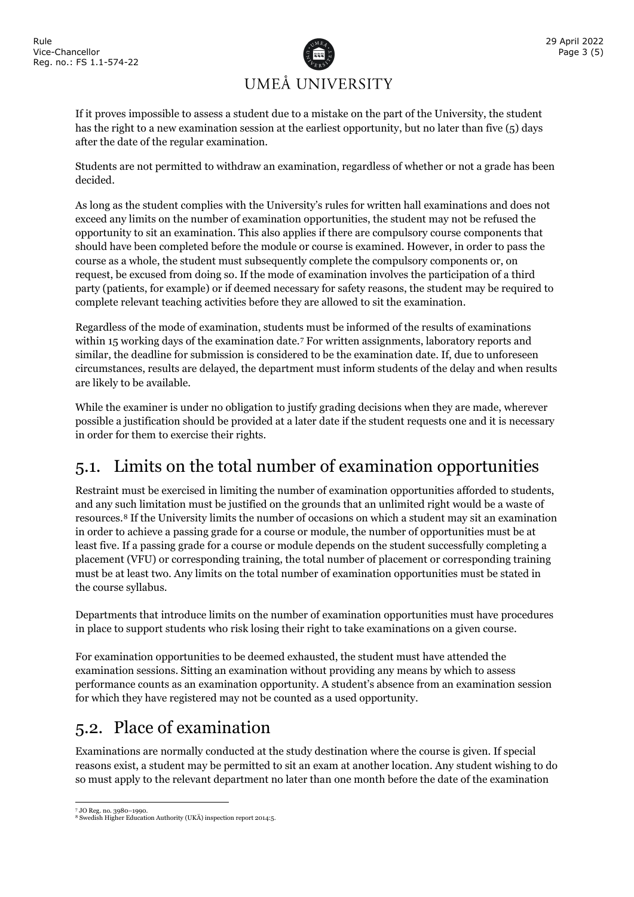If it proves impossible to assess a student due to a mistake on the part of the University, the student has the right to a new examination session at the earliest opportunity, but no later than five (5) days after the date of the regular examination.

Students are not permitted to withdraw an examination, regardless of whether or not a grade has been decided.

As long as the student complies with the University's rules for written hall examinations and does not exceed any limits on the number of examination opportunities, the student may not be refused the opportunity to sit an examination. This also applies if there are compulsory course components that should have been completed before the module or course is examined. However, in order to pass the course as a whole, the student must subsequently complete the compulsory components or, on request, be excused from doing so. If the mode of examination involves the participation of a third party (patients, for example) or if deemed necessary for safety reasons, the student may be required to complete relevant teaching activities before they are allowed to sit the examination.

Regardless of the mode of examination, students must be informed of the results of examinations within 15 working days of the examination date.[7] For written assignments, laboratory reports and similar, the deadline for submission is considered to be the examination date. If, due to unforeseen circumstances, results are delayed, the department must inform students of the delay and when results are likely to be available.

While the examiner is under no obligation to justify grading decisions when they are made, wherever possible a justification should be provided at a later date if the student requests one and it is necessary in order for them to exercise their rights.

## 5.1. Limits on the total number of examination opportunities

Restraint must be exercised in limiting the number of examination opportunities afforded to students, and any such limitation must be justified on the grounds that an unlimited right would be a waste of resources.[8] If the University limits the number of occasions on which a student may sit an examination in order to achieve a passing grade for a course or module, the number of opportunities must be at least five. If a passing grade for a course or module depends on the student successfully completing a placement (VFU) or corresponding training, the total number of placement or corresponding training must be at least two. Any limits on the total number of examination opportunities must be stated in the course syllabus.

Departments that introduce limits on the number of examination opportunities must have procedures in place to support students who risk losing their right to take examinations on a given course.

For examination opportunities to be deemed exhausted, the student must have attended the examination sessions. Sitting an examination without providing any means by which to assess performance counts as an examination opportunity. A student's absence from an examination session for which they have registered may not be counted as a used opportunity.

## 5.2. Place of examination

Examinations are normally conducted at the study destination where the course is given. If special reasons exist, a student may be permitted to sit an exam at another location. Any student wishing to do so must apply to the relevant department no later than one month before the date of the examination

---

[7] JO Reg. no. 3980–1990.

[8] Swedish Higher Education Authority (UKÄ) inspection report 2014:5.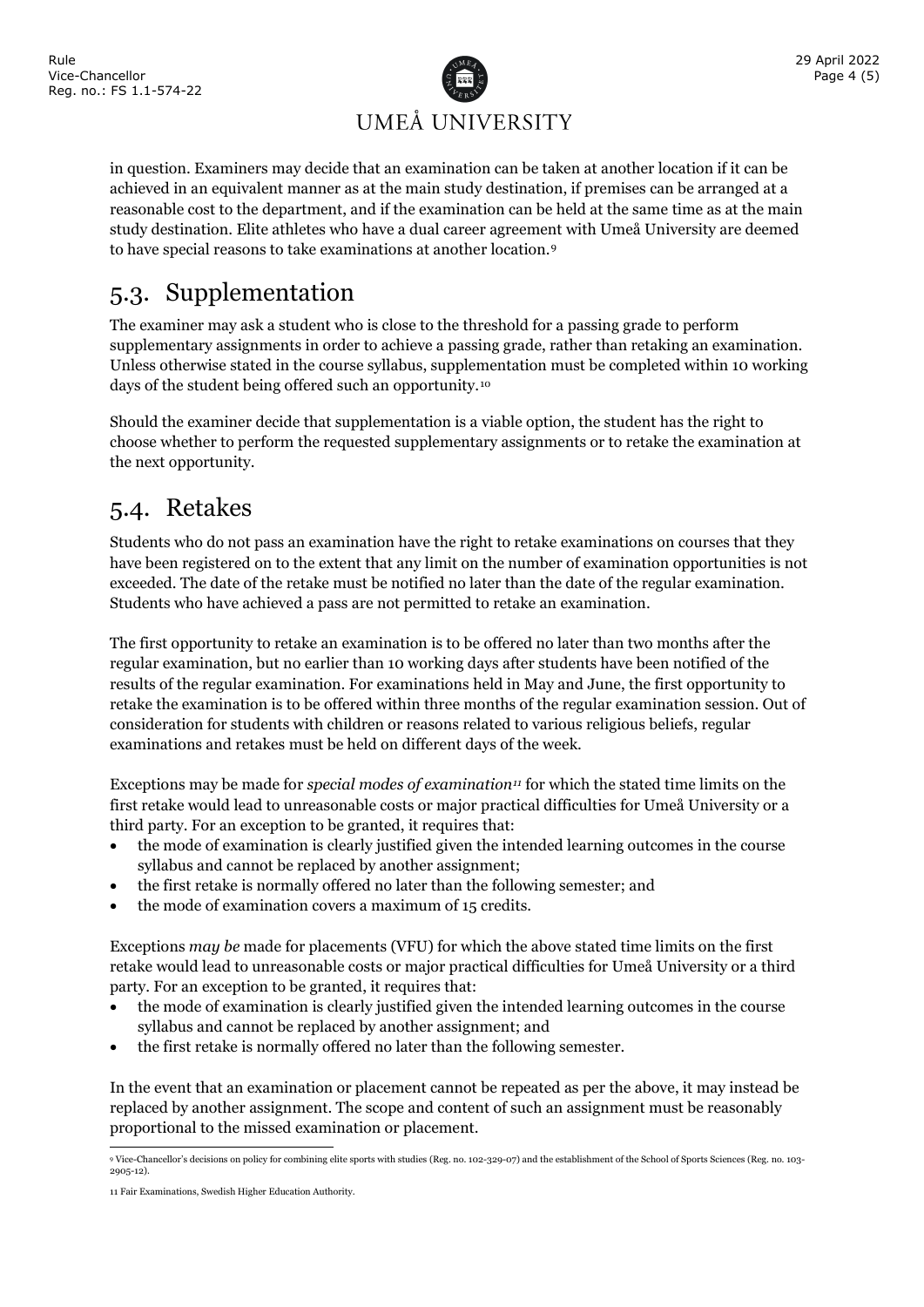in question. Examiners may decide that an examination can be taken at another location if it can be achieved in an equivalent manner as at the main study destination, if premises can be arranged at a reasonable cost to the department, and if the examination can be held at the same time as at the main study destination. Elite athletes who have a dual career agreement with Umeå University are deemed to have special reasons to take examinations at another location.[9]

## 5.3. Supplementation

The examiner may ask a student who is close to the threshold for a passing grade to perform supplementary assignments in order to achieve a passing grade, rather than retaking an examination. Unless otherwise stated in the course syllabus, supplementation must be completed within 10 working days of the student being offered such an opportunity.[10]

Should the examiner decide that supplementation is a viable option, the student has the right to choose whether to perform the requested supplementary assignments or to retake the examination at the next opportunity.

## 5.4. Retakes

Students who do not pass an examination have the right to retake examinations on courses that they have been registered on to the extent that any limit on the number of examination opportunities is not exceeded. The date of the retake must be notified no later than the date of the regular examination. Students who have achieved a pass are not permitted to retake an examination.

The first opportunity to retake an examination is to be offered no later than two months after the regular examination, but no earlier than 10 working days after students have been notified of the results of the regular examination. For examinations held in May and June, the first opportunity to retake the examination is to be offered within three months of the regular examination session. Out of consideration for students with children or reasons related to various religious beliefs, regular examinations and retakes must be held on different days of the week.

Exceptions may be made for *special modes of examination*[11] for which the stated time limits on the first retake would lead to unreasonable costs or major practical difficulties for Umeå University or a third party. For an exception to be granted, it requires that:

- the mode of examination is clearly justified given the intended learning outcomes in the course syllabus and cannot be replaced by another assignment;
- the first retake is normally offered no later than the following semester; and
- the mode of examination covers a maximum of 15 credits.

Exceptions *may be* made for placements (VFU) for which the above stated time limits on the first retake would lead to unreasonable costs or major practical difficulties for Umeå University or a third party. For an exception to be granted, it requires that:

- the mode of examination is clearly justified given the intended learning outcomes in the course syllabus and cannot be replaced by another assignment; and
- the first retake is normally offered no later than the following semester.

In the event that an examination or placement cannot be repeated as per the above, it may instead be replaced by another assignment. The scope and content of such an assignment must be reasonably proportional to the missed examination or placement.

---

[9] Vice-Chancellor's decisions on policy for combining elite sports with studies (Reg. no. 102-329-07) and the establishment of the School of Sports Sciences (Reg. no. 103-2905-12).

[11] Fair Examinations, Swedish Higher Education Authority.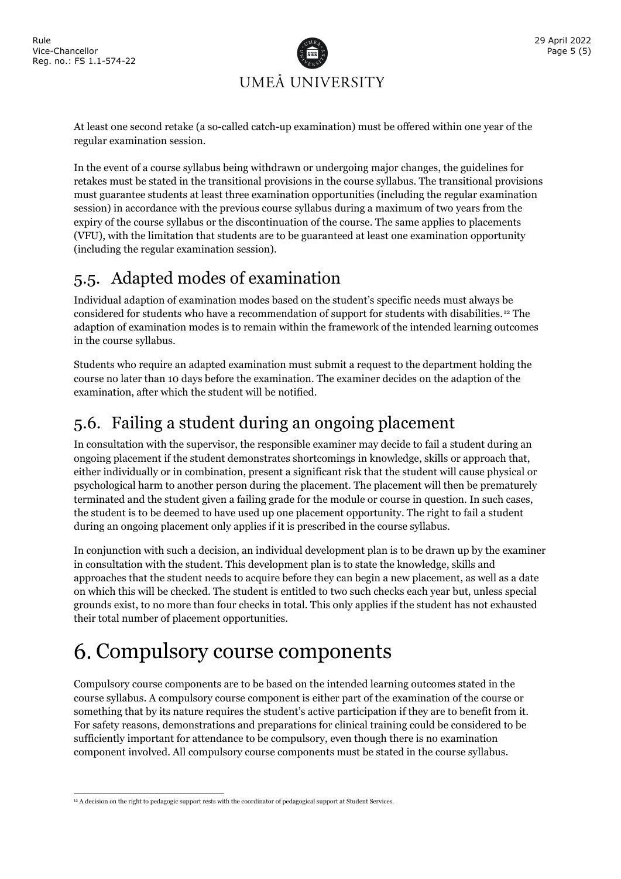At least one second retake (a so-called catch-up examination) must be offered within one year of the regular examination session.

In the event of a course syllabus being withdrawn or undergoing major changes, the guidelines for retakes must be stated in the transitional provisions in the course syllabus. The transitional provisions must guarantee students at least three examination opportunities (including the regular examination session) in accordance with the previous course syllabus during a maximum of two years from the expiry of the course syllabus or the discontinuation of the course. The same applies to placements (VFU), with the limitation that students are to be guaranteed at least one examination opportunity (including the regular examination session).

## 5.5. Adapted modes of examination

Individual adaption of examination modes based on the student's specific needs must always be considered for students who have a recommendation of support for students with disabilities.[12] The adaption of examination modes is to remain within the framework of the intended learning outcomes in the course syllabus.

Students who require an adapted examination must submit a request to the department holding the course no later than 10 days before the examination. The examiner decides on the adaption of the examination, after which the student will be notified.

## 5.6. Failing a student during an ongoing placement

In consultation with the supervisor, the responsible examiner may decide to fail a student during an ongoing placement if the student demonstrates shortcomings in knowledge, skills or approach that, either individually or in combination, present a significant risk that the student will cause physical or psychological harm to another person during the placement. The placement will then be prematurely terminated and the student given a failing grade for the module or course in question. In such cases, the student is to be deemed to have used up one placement opportunity. The right to fail a student during an ongoing placement only applies if it is prescribed in the course syllabus.

In conjunction with such a decision, an individual development plan is to be drawn up by the examiner in consultation with the student. This development plan is to state the knowledge, skills and approaches that the student needs to acquire before they can begin a new placement, as well as a date on which this will be checked. The student is entitled to two such checks each year but, unless special grounds exist, to no more than four checks in total. This only applies if the student has not exhausted their total number of placement opportunities.

# 6. Compulsory course components

Compulsory course components are to be based on the intended learning outcomes stated in the course syllabus. A compulsory course component is either part of the examination of the course or something that by its nature requires the student's active participation if they are to benefit from it. For safety reasons, demonstrations and preparations for clinical training could be considered to be sufficiently important for attendance to be compulsory, even though there is no examination component involved. All compulsory course components must be stated in the course syllabus.

[12] A decision on the right to pedagogic support rests with the coordinator of pedagogical support at Student Services.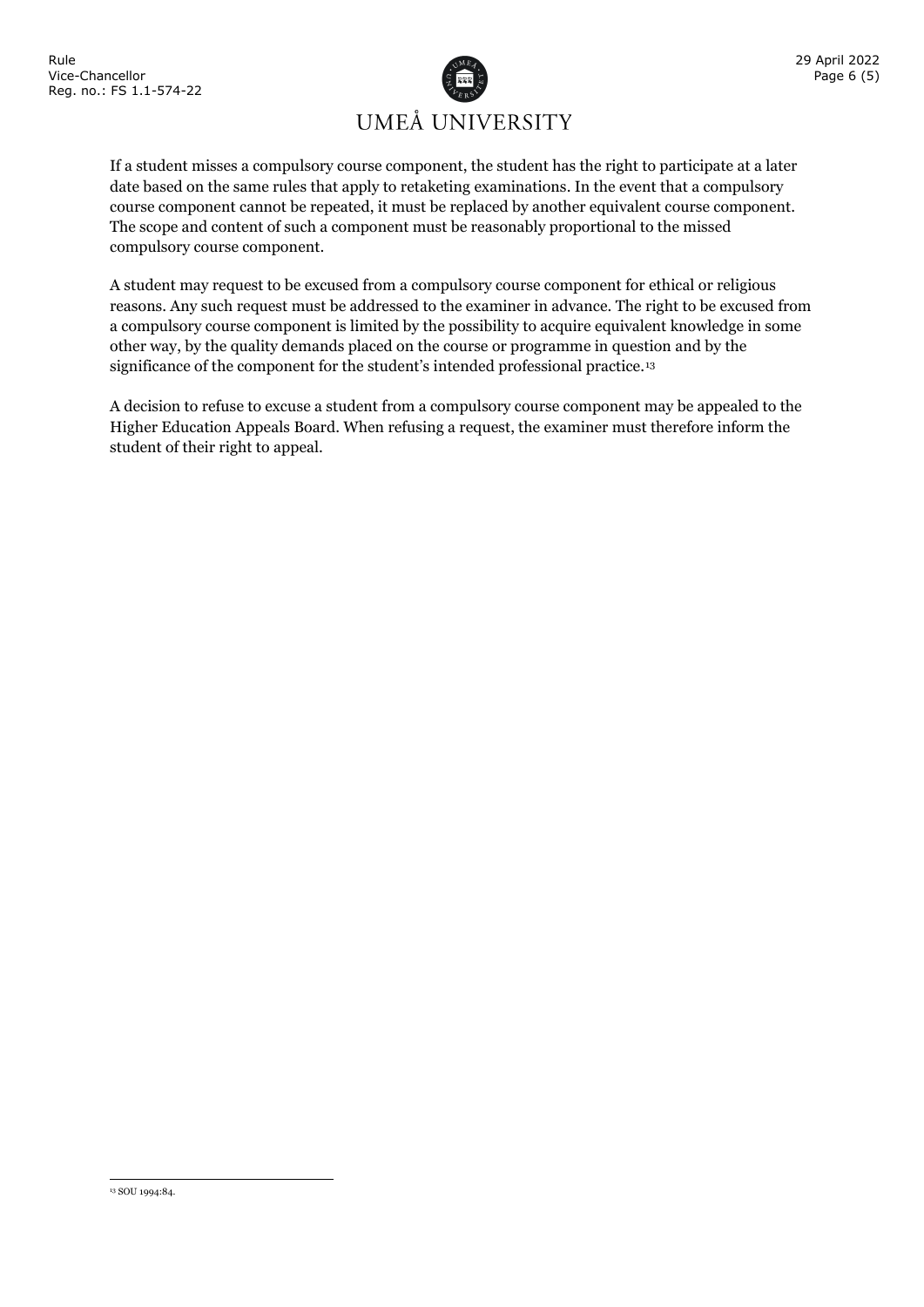If a student misses a compulsory course component, the student has the right to participate at a later date based on the same rules that apply to retaketing examinations. In the event that a compulsory course component cannot be repeated, it must be replaced by another equivalent course component. The scope and content of such a component must be reasonably proportional to the missed compulsory course component.

A student may request to be excused from a compulsory course component for ethical or religious reasons. Any such request must be addressed to the examiner in advance. The right to be excused from a compulsory course component is limited by the possibility to acquire equivalent knowledge in some other way, by the quality demands placed on the course or programme in question and by the significance of the component for the student's intended professional practice.[13]

A decision to refuse to excuse a student from a compulsory course component may be appealed to the Higher Education Appeals Board. When refusing a request, the examiner must therefore inform the student of their right to appeal.

---

[13] SOU 1994:84.